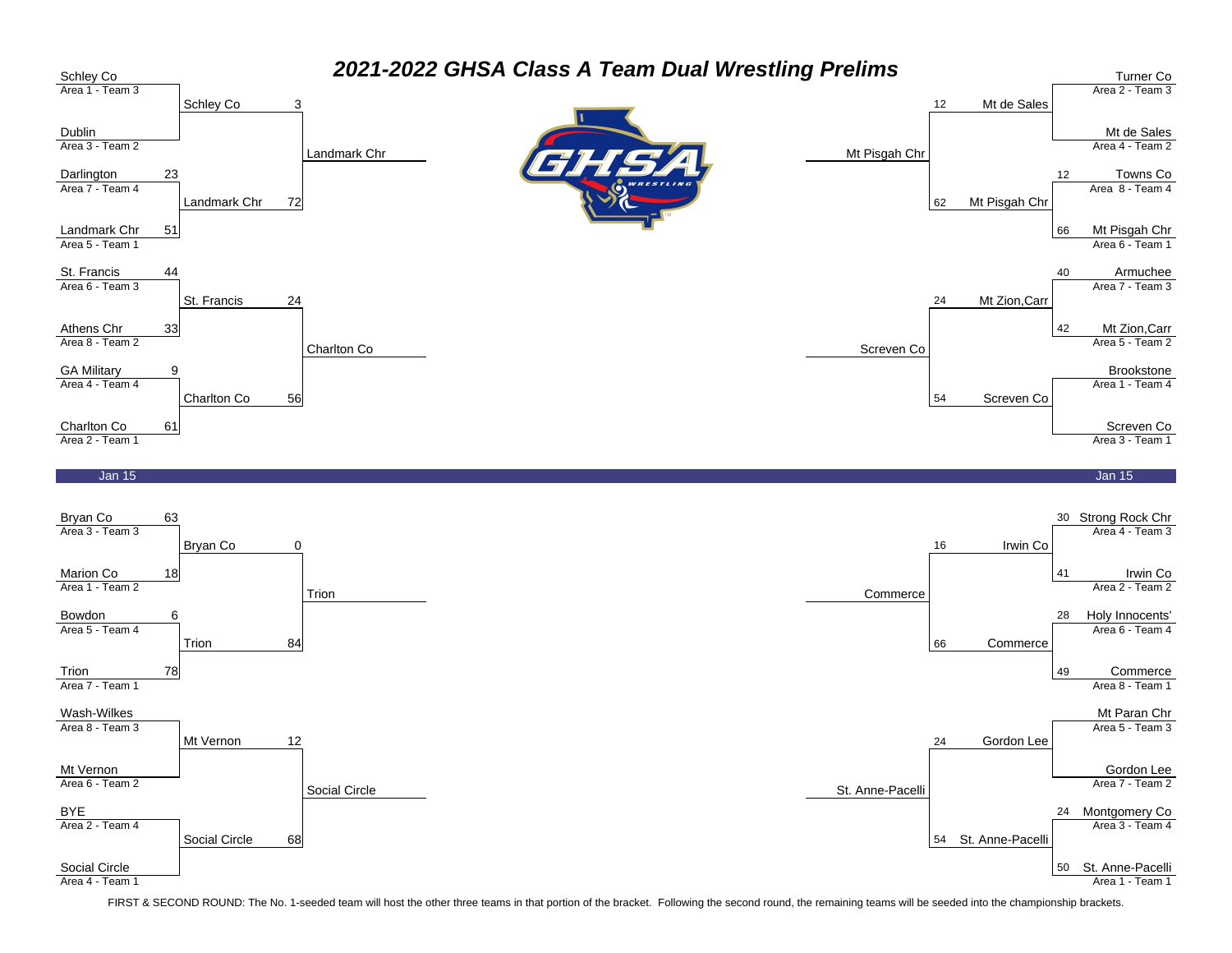# 2021-2022 GHSA Class A Team Dual Wrestling Prelims

## Jan 15 — Top Left

**First Round**

| Team | Seed | Score |
|---|---|---|
| Schley Co | Area 1 - Team 3 | |
| Dublin | Area 3 - Team 2 | |
| Darlington | Area 7 - Team 4 | 23 |
| Landmark Chr | Area 5 - Team 1 | 51 |
| St. Francis | Area 6 - Team 3 | 44 |
| Athens Chr | Area 8 - Team 2 | 33 |
| GA Military | Area 4 - Team 4 | 9 |
| Charlton Co | Area 2 - Team 1 | 61 |

**Second Round**

| Team | Score |
|---|---|
| Schley Co | 3 |
| Landmark Chr | 72 |
| St. Francis | 24 |
| Charlton Co | 56 |

**Advancing:** Landmark Chr, Charlton Co

## Jan 15 — Top Right

**First Round**

| Team | Seed | Score |
|---|---|---|
| Turner Co | Area 2 - Team 3 | |
| Mt de Sales | Area 4 - Team 2 | |
| Towns Co | Area 8 - Team 4 | 12 |
| Mt Pisgah Chr | Area 6 - Team 1 | 66 |
| Armuchee | Area 7 - Team 3 | 40 |
| Mt Zion,Carr | Area 5 - Team 2 | 42 |
| Brookstone | Area 1 - Team 4 | |
| Screven Co | Area 3 - Team 1 | |

**Second Round**

| Team | Score |
|---|---|
| Mt de Sales | 12 |
| Mt Pisgah Chr | 62 |
| Mt Zion,Carr | 24 |
| Screven Co | 54 |

**Advancing:** Mt Pisgah Chr, Screven Co

## Bottom Left

**First Round**

| Team | Seed | Score |
|---|---|---|
| Bryan Co | Area 3 - Team 3 | 63 |
| Marion Co | Area 1 - Team 2 | 18 |
| Bowdon | Area 5 - Team 4 | 6 |
| Trion | Area 7 - Team 1 | 78 |
| Wash-Wilkes | Area 8 - Team 3 | |
| Mt Vernon | Area 6 - Team 2 | |
| BYE | Area 2 - Team 4 | |
| Social Circle | Area 4 - Team 1 | |

**Second Round**

| Team | Score |
|---|---|
| Bryan Co | 0 |
| Trion | 84 |
| Mt Vernon | 12 |
| Social Circle | 68 |

**Advancing:** Trion, Social Circle

## Bottom Right

**First Round**

| Team | Seed | Score |
|---|---|---|
| Strong Rock Chr | Area 4 - Team 3 | 30 |
| Irwin Co | Area 2 - Team 2 | 41 |
| Holy Innocents' | Area 6 - Team 4 | 28 |
| Commerce | Area 8 - Team 1 | 49 |
| Mt Paran Chr | Area 5 - Team 3 | |
| Gordon Lee | Area 7 - Team 2 | |
| Montgomery Co | Area 3 - Team 4 | 24 |
| St. Anne-Pacelli | Area 1 - Team 1 | 50 |

**Second Round**

| Team | Score |
|---|---|
| Irwin Co | 16 |
| Commerce | 66 |
| Gordon Lee | 24 |
| St. Anne-Pacelli | 54 |

**Advancing:** Commerce, St. Anne-Pacelli

FIRST & SECOND ROUND: The No. 1-seeded team will host the other three teams in that portion of the bracket. Following the second round, the remaining teams will be seeded into the championship brackets.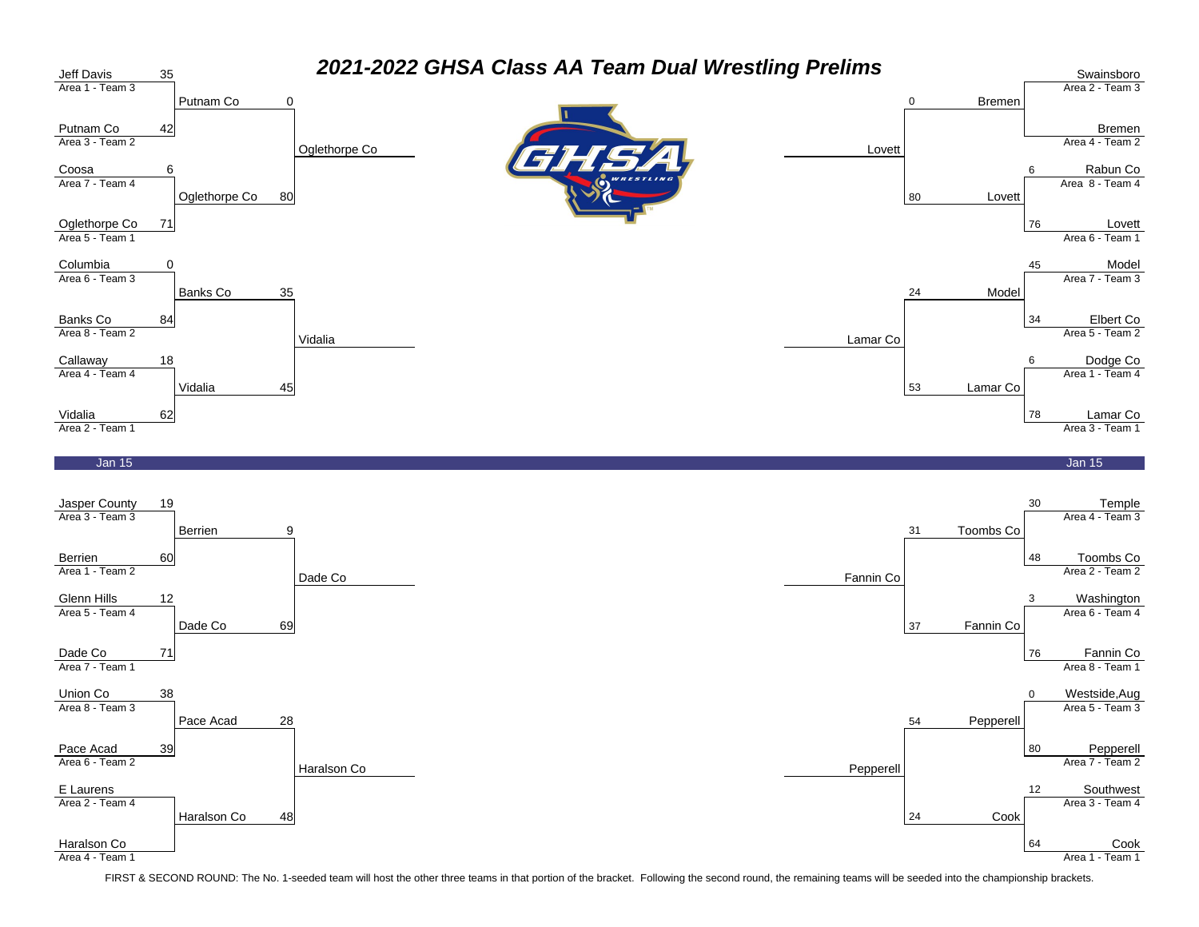# 2021-2022 GHSA Class AA Team Dual Wrestling Prelims

## Jan 15 (Top Left)

| First Round | Score | Second Round | Score | Advances |
|---|---|---|---|---|
| Jeff Davis (Area 1 - Team 3) | 35 | | | |
| Putnam Co (Area 3 - Team 2) | 42 | Putnam Co | 0 | |
| Coosa (Area 7 - Team 4) | 6 | | | |
| Oglethorpe Co (Area 5 - Team 1) | 71 | Oglethorpe Co | 80 | Oglethorpe Co |
| Columbia (Area 6 - Team 3) | 0 | | | |
| Banks Co (Area 8 - Team 2) | 84 | Banks Co | 35 | |
| Callaway (Area 4 - Team 4) | 18 | | | |
| Vidalia (Area 2 - Team 1) | 62 | Vidalia | 45 | Vidalia |

## Jan 15 (Top Right)

| First Round | Score | Second Round | Score | Advances |
|---|---|---|---|---|
| Swainsboro (Area 2 - Team 3) | | | | |
| Bremen (Area 4 - Team 2) | | Bremen | 0 | |
| Rabun Co (Area 8 - Team 4) | 6 | | | |
| Lovett (Area 6 - Team 1) | 76 | Lovett | 80 | Lovett |
| Model (Area 7 - Team 3) | 45 | | | |
| Elbert Co (Area 5 - Team 2) | 34 | Model | 24 | |
| Dodge Co (Area 1 - Team 4) | 6 | | | |
| Lamar Co (Area 3 - Team 1) | 78 | Lamar Co | 53 | Lamar Co |

## Bottom Left

| First Round | Score | Second Round | Score | Advances |
|---|---|---|---|---|
| Jasper County (Area 3 - Team 3) | 19 | | | |
| Berrien (Area 1 - Team 2) | 60 | Berrien | 9 | |
| Glenn Hills (Area 5 - Team 4) | 12 | | | |
| Dade Co (Area 7 - Team 1) | 71 | Dade Co | 69 | Dade Co |
| Union Co (Area 8 - Team 3) | 38 | | | |
| Pace Acad (Area 6 - Team 2) | 39 | Pace Acad | 28 | |
| E Laurens (Area 2 - Team 4) | | | | |
| Haralson Co (Area 4 - Team 1) | | Haralson Co | 48 | Haralson Co |

## Bottom Right

| First Round | Score | Second Round | Score | Advances |
|---|---|---|---|---|
| Temple (Area 4 - Team 3) | 30 | | | |
| Toombs Co (Area 2 - Team 2) | 48 | Toombs Co | 31 | |
| Washington (Area 6 - Team 4) | 3 | | | |
| Fannin Co (Area 8 - Team 1) | 76 | Fannin Co | 37 | Fannin Co |
| Westside,Aug (Area 5 - Team 3) | 0 | | | |
| Pepperell (Area 7 - Team 2) | 80 | Pepperell | 54 | Pepperell |
| Southwest (Area 3 - Team 4) | 12 | | | |
| Cook (Area 1 - Team 1) | 64 | Cook | 24 | |

FIRST & SECOND ROUND: The No. 1-seeded team will host the other three teams in that portion of the bracket. Following the second round, the remaining teams will be seeded into the championship brackets.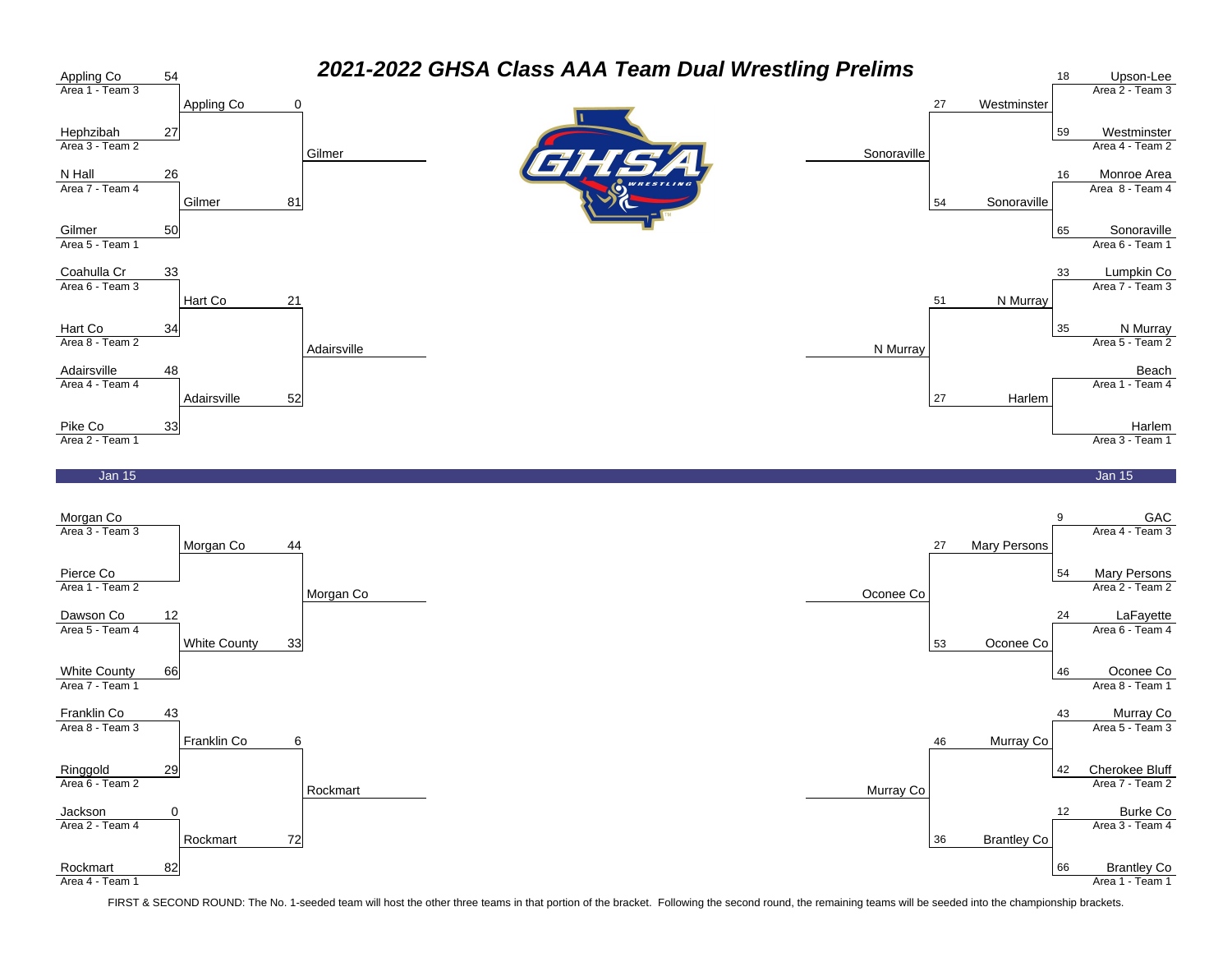# 2021-2022 GHSA Class AAA Team Dual Wrestling Prelims

## Jan 15 (Top Left)

| Team | Seed | Score | Second Round | Score | Advances |
|---|---|---|---|---|---|
| Appling Co | Area 1 - Team 3 | 54 | Appling Co | 0 | Gilmer |
| Hephzibah | Area 3 - Team 2 | 27 | | | |
| N Hall | Area 7 - Team 4 | 26 | Gilmer | 81 | |
| Gilmer | Area 5 - Team 1 | 50 | | | |
| Coahulla Cr | Area 6 - Team 3 | 33 | Hart Co | 21 | Adairsville |
| Hart Co | Area 8 - Team 2 | 34 | | | |
| Adairsville | Area 4 - Team 4 | 48 | Adairsville | 52 | |
| Pike Co | Area 2 - Team 1 | 33 | | | |

## Jan 15 (Top Right)

| Team | Seed | Score | Second Round | Score | Advances |
|---|---|---|---|---|---|
| Upson-Lee | Area 2 - Team 3 | 18 | Westminster | 27 | Sonoraville |
| Westminster | Area 4 - Team 2 | 59 | | | |
| Monroe Area | Area 8 - Team 4 | 16 | Sonoraville | 54 | |
| Sonoraville | Area 6 - Team 1 | 65 | | | |
| Lumpkin Co | Area 7 - Team 3 | 33 | N Murray | 51 | N Murray |
| N Murray | Area 5 - Team 2 | 35 | | | |
| Beach | Area 1 - Team 4 | | Harlem | 27 | |
| Harlem | Area 3 - Team 1 | | | | |

## Bottom Left

| Team | Seed | Score | Second Round | Score | Advances |
|---|---|---|---|---|---|
| Morgan Co | Area 3 - Team 3 | | Morgan Co | 44 | Morgan Co |
| Pierce Co | Area 1 - Team 2 | | | | |
| Dawson Co | Area 5 - Team 4 | 12 | White County | 33 | |
| White County | Area 7 - Team 1 | 66 | | | |
| Franklin Co | Area 8 - Team 3 | 43 | Franklin Co | 6 | Rockmart |
| Ringgold | Area 6 - Team 2 | 29 | | | |
| Jackson | Area 2 - Team 4 | 0 | Rockmart | 72 | |
| Rockmart | Area 4 - Team 1 | 82 | | | |

## Bottom Right

| Team | Seed | Score | Second Round | Score | Advances |
|---|---|---|---|---|---|
| GAC | Area 4 - Team 3 | 9 | Mary Persons | 27 | Oconee Co |
| Mary Persons | Area 2 - Team 2 | 54 | | | |
| LaFayette | Area 6 - Team 4 | 24 | Oconee Co | 53 | |
| Oconee Co | Area 8 - Team 1 | 46 | | | |
| Murray Co | Area 5 - Team 3 | 43 | Murray Co | 46 | Murray Co |
| Cherokee Bluff | Area 7 - Team 2 | 42 | | | |
| Burke Co | Area 3 - Team 4 | 12 | Brantley Co | 36 | |
| Brantley Co | Area 1 - Team 1 | 66 | | | |

FIRST & SECOND ROUND: The No. 1-seeded team will host the other three teams in that portion of the bracket. Following the second round, the remaining teams will be seeded into the championship brackets.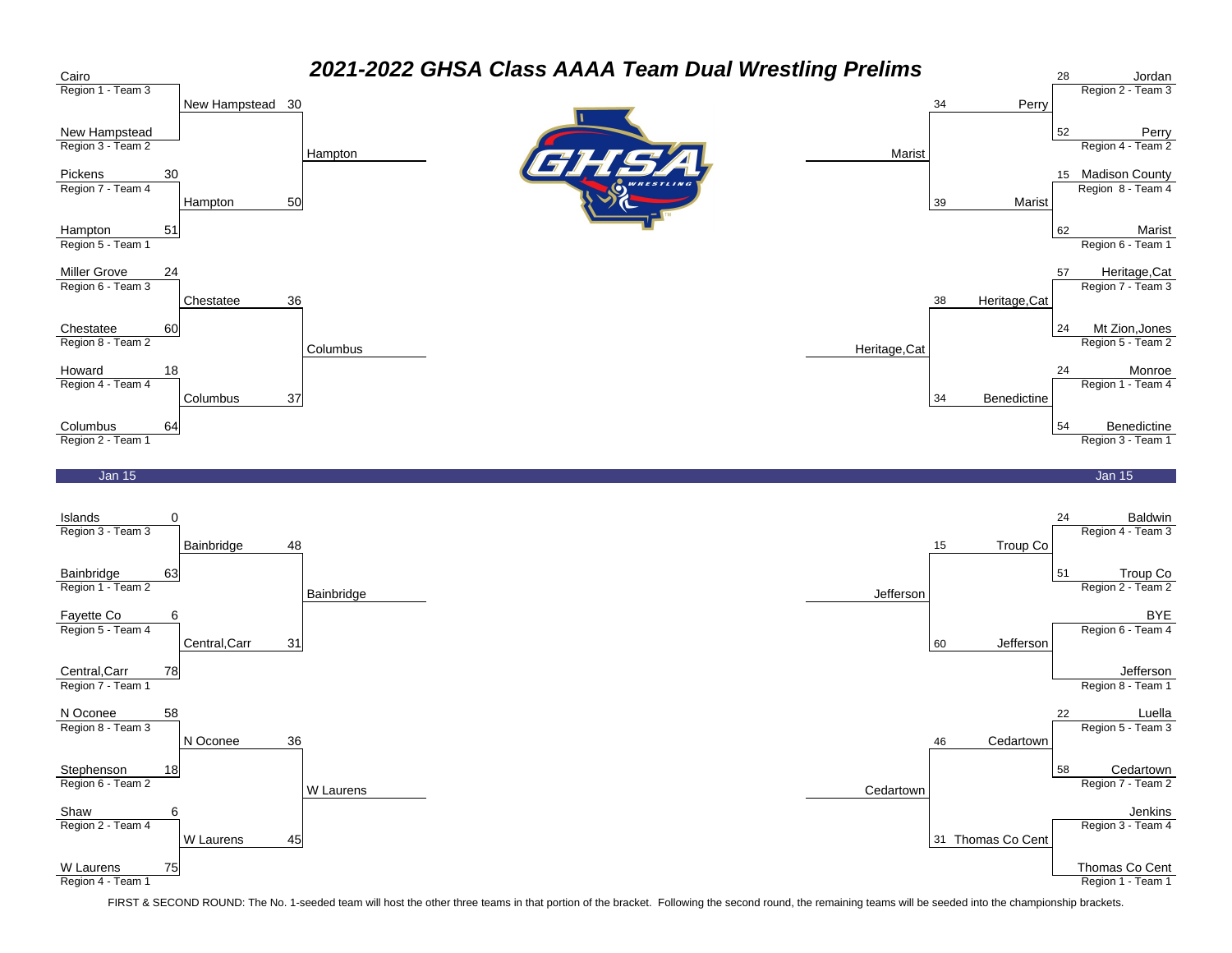# 2021-2022 GHSA Class AAAA Team Dual Wrestling Prelims

## Jan 15 (Top Left)

| First Round | Score | Second Round | Score | Winner |
|---|---|---|---|---|
| Cairo (Region 1 - Team 3) | | New Hampstead | 30 | Hampton |
| New Hampstead (Region 3 - Team 2) | | | | |
| Pickens (Region 7 - Team 4) | 30 | Hampton | 50 | |
| Hampton (Region 5 - Team 1) | 51 | | | |
| Miller Grove (Region 6 - Team 3) | 24 | Chestatee | 36 | Columbus |
| Chestatee (Region 8 - Team 2) | 60 | | | |
| Howard (Region 4 - Team 4) | 18 | Columbus | 37 | |
| Columbus (Region 2 - Team 1) | 64 | | | |

## Jan 15 (Top Right)

| First Round | Score | Second Round | Score | Winner |
|---|---|---|---|---|
| Jordan (Region 2 - Team 3) | 28 | Perry | 34 | Marist |
| Perry (Region 4 - Team 2) | 52 | | | |
| Madison County (Region 8 - Team 4) | 15 | Marist | 39 | |
| Marist (Region 6 - Team 1) | 62 | | | |
| Heritage,Cat (Region 7 - Team 3) | 57 | Heritage,Cat | 38 | Heritage,Cat |
| Mt Zion,Jones (Region 5 - Team 2) | 24 | | | |
| Monroe (Region 1 - Team 4) | 24 | Benedictine | 34 | |
| Benedictine (Region 3 - Team 1) | 54 | | | |

## Bottom Left

| First Round | Score | Second Round | Score | Winner |
|---|---|---|---|---|
| Islands (Region 3 - Team 3) | 0 | Bainbridge | 48 | Bainbridge |
| Bainbridge (Region 1 - Team 2) | 63 | | | |
| Fayette Co (Region 5 - Team 4) | 6 | Central,Carr | 31 | |
| Central,Carr (Region 7 - Team 1) | 78 | | | |
| N Oconee (Region 8 - Team 3) | 58 | N Oconee | 36 | W Laurens |
| Stephenson (Region 6 - Team 2) | 18 | | | |
| Shaw (Region 2 - Team 4) | 6 | W Laurens | 45 | |
| W Laurens (Region 4 - Team 1) | 75 | | | |

## Bottom Right

| First Round | Score | Second Round | Score | Winner |
|---|---|---|---|---|
| Baldwin (Region 4 - Team 3) | 24 | Troup Co | 15 | Jefferson |
| Troup Co (Region 2 - Team 2) | 51 | | | |
| BYE (Region 6 - Team 4) | | Jefferson | 60 | |
| Jefferson (Region 8 - Team 1) | | | | |
| Luella (Region 5 - Team 3) | 22 | Cedartown | 46 | Cedartown |
| Cedartown (Region 7 - Team 2) | 58 | | | |
| Jenkins (Region 3 - Team 4) | | Thomas Co Cent | 31 | |
| Thomas Co Cent (Region 1 - Team 1) | | | | |

FIRST & SECOND ROUND: The No. 1-seeded team will host the other three teams in that portion of the bracket. Following the second round, the remaining teams will be seeded into the championship brackets.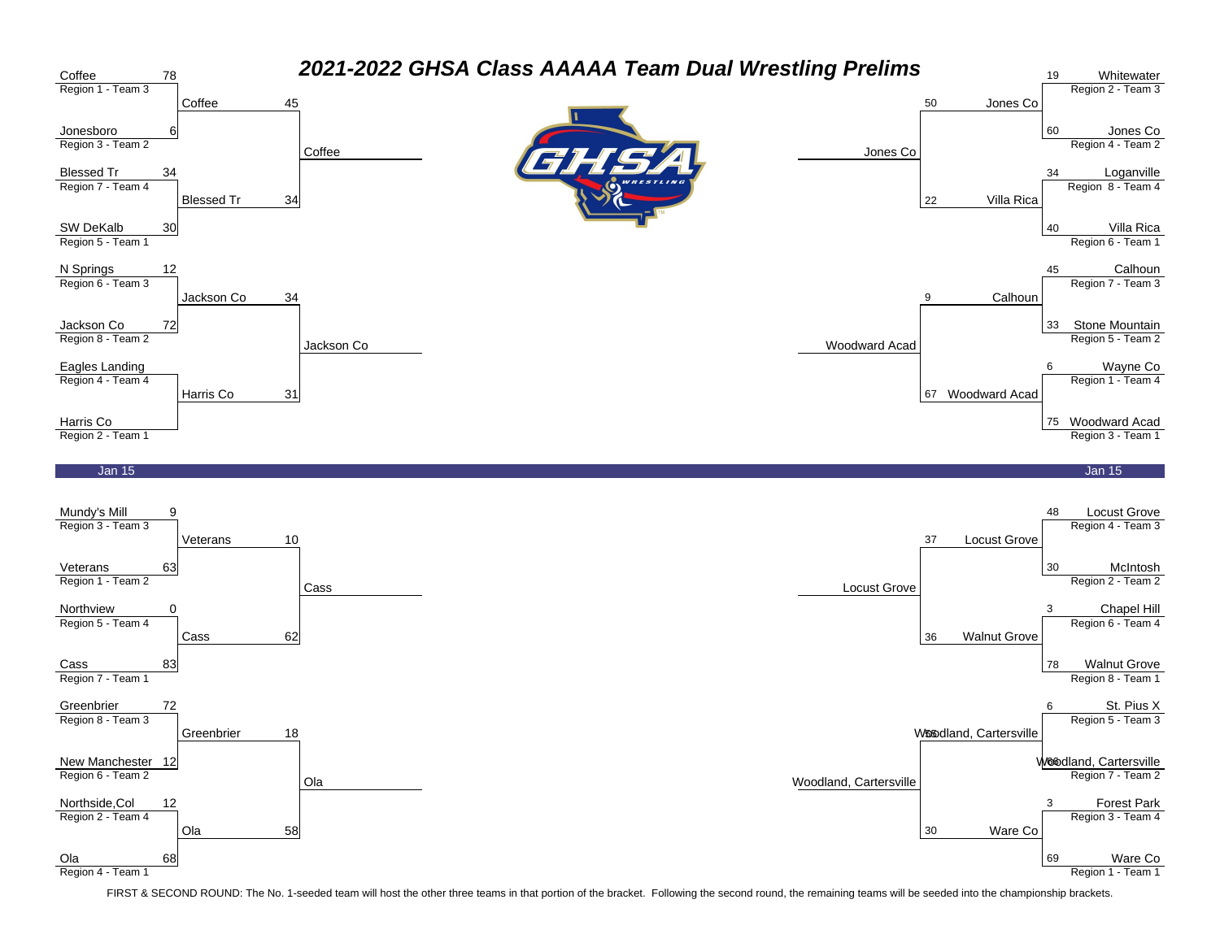# 2021-2022 GHSA Class AAAAA Team Dual Wrestling Prelims

## Jan 15 (Left – Top)

| Team | Seed | Score | Round 2 | Score | Advances |
|---|---|---|---|---|---|
| Coffee | Region 1 - Team 3 | 78 | Coffee | 45 | Coffee |
| Jonesboro | Region 3 - Team 2 | 6 | | | |
| Blessed Tr | Region 7 - Team 4 | 34 | Blessed Tr | 34 | |
| SW DeKalb | Region 5 - Team 1 | 30 | | | |
| N Springs | Region 6 - Team 3 | 12 | Jackson Co | 34 | Jackson Co |
| Jackson Co | Region 8 - Team 2 | 72 | | | |
| Eagles Landing | Region 4 - Team 4 | | Harris Co | 31 | |
| Harris Co | Region 2 - Team 1 | | | | |

## Jan 15 (Right – Top)

| Team | Seed | Score | Round 2 | Score | Advances |
|---|---|---|---|---|---|
| Whitewater | Region 2 - Team 3 | 19 | Jones Co | 50 | Jones Co |
| Jones Co | Region 4 - Team 2 | 60 | | | |
| Loganville | Region 8 - Team 4 | 34 | Villa Rica | 22 | |
| Villa Rica | Region 6 - Team 1 | 40 | | | |
| Calhoun | Region 7 - Team 3 | 45 | Calhoun | 9 | Woodward Acad |
| Stone Mountain | Region 5 - Team 2 | 33 | | | |
| Wayne Co | Region 1 - Team 4 | 6 | Woodward Acad | 67 | |
| Woodward Acad | Region 3 - Team 1 | 75 | | | |

## Left – Bottom

| Team | Seed | Score | Round 2 | Score | Advances |
|---|---|---|---|---|---|
| Mundy's Mill | Region 3 - Team 3 | 9 | Veterans | 10 | Cass |
| Veterans | Region 1 - Team 2 | 63 | | | |
| Northview | Region 5 - Team 4 | 0 | Cass | 62 | |
| Cass | Region 7 - Team 1 | 83 | | | |
| Greenbrier | Region 8 - Team 3 | 72 | Greenbrier | 18 | Ola |
| New Manchester | Region 6 - Team 2 | 12 | | | |
| Northside,Col | Region 2 - Team 4 | 12 | Ola | 58 | |
| Ola | Region 4 - Team 1 | 68 | | | |

## Right – Bottom

| Team | Seed | Score | Round 2 | Score | Advances |
|---|---|---|---|---|---|
| Locust Grove | Region 4 - Team 3 | 48 | Locust Grove | 37 | Locust Grove |
| McIntosh | Region 2 - Team 2 | 30 | | | |
| Chapel Hill | Region 6 - Team 4 | 3 | Walnut Grove | 36 | |
| Walnut Grove | Region 8 - Team 1 | 78 | | | |
| St. Pius X | Region 5 - Team 3 | 6 | Woodland, Cartersville | 56 | Woodland, Cartersville |
| Woodland, Cartersville | Region 7 - Team 2 | 66 | | | |
| Forest Park | Region 3 - Team 4 | 3 | Ware Co | 30 | |
| Ware Co | Region 1 - Team 1 | 69 | | | |

FIRST & SECOND ROUND: The No. 1-seeded team will host the other three teams in that portion of the bracket. Following the second round, the remaining teams will be seeded into the championship brackets.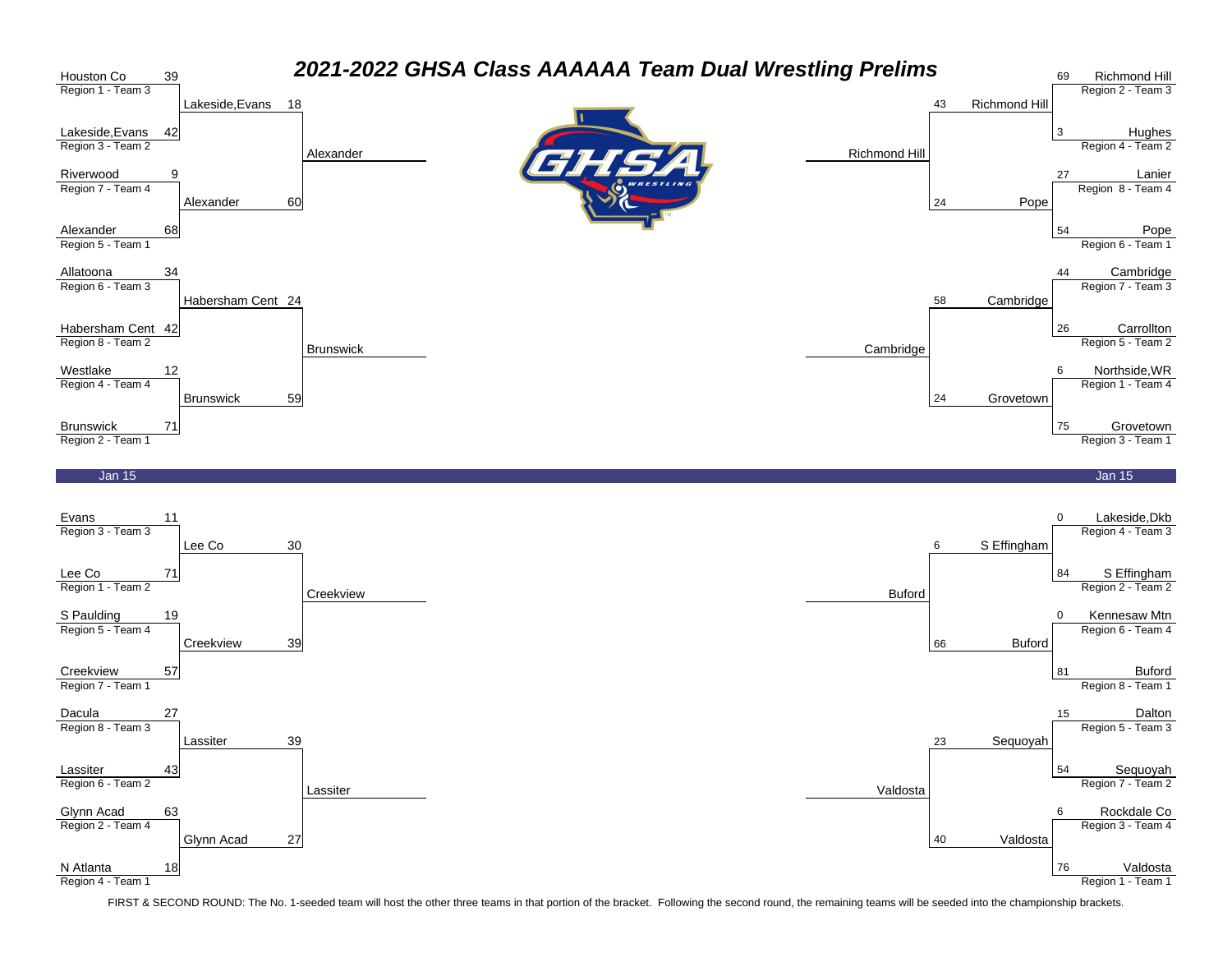# 2021-2022 GHSA Class AAAAAA Team Dual Wrestling Prelims

## Jan 15 — Top Left Bracket

| First Round | Score | Second Round | Score | Winner |
|---|---|---|---|---|
| Houston Co (Region 1 - Team 3) | 39 | Lakeside,Evans | 18 | Alexander |
| Lakeside,Evans (Region 3 - Team 2) | 42 | | | |
| Riverwood (Region 7 - Team 4) | 9 | Alexander | 60 | |
| Alexander (Region 5 - Team 1) | 68 | | | |
| Allatoona (Region 6 - Team 3) | 34 | Habersham Cent | 24 | Brunswick |
| Habersham Cent (Region 8 - Team 2) | 42 | | | |
| Westlake (Region 4 - Team 4) | 12 | Brunswick | 59 | |
| Brunswick (Region 2 - Team 1) | 71 | | | |

## Jan 15 — Top Right Bracket

| First Round | Score | Second Round | Score | Winner |
|---|---|---|---|---|
| Richmond Hill (Region 2 - Team 3) | 69 | Richmond Hill | 43 | Richmond Hill |
| Hughes (Region 4 - Team 2) | 3 | | | |
| Lanier (Region 8 - Team 4) | 27 | Pope | 24 | |
| Pope (Region 6 - Team 1) | 54 | | | |
| Cambridge (Region 7 - Team 3) | 44 | Cambridge | 58 | Cambridge |
| Carrollton (Region 5 - Team 2) | 26 | | | |
| Northside,WR (Region 1 - Team 4) | 6 | Grovetown | 24 | |
| Grovetown (Region 3 - Team 1) | 75 | | | |

## Bottom Left Bracket

| First Round | Score | Second Round | Score | Winner |
|---|---|---|---|---|
| Evans (Region 3 - Team 3) | 11 | Lee Co | 30 | Creekview |
| Lee Co (Region 1 - Team 2) | 71 | | | |
| S Paulding (Region 5 - Team 4) | 19 | Creekview | 39 | |
| Creekview (Region 7 - Team 1) | 57 | | | |
| Dacula (Region 8 - Team 3) | 27 | Lassiter | 39 | Lassiter |
| Lassiter (Region 6 - Team 2) | 43 | | | |
| Glynn Acad (Region 2 - Team 4) | 63 | Glynn Acad | 27 | |
| N Atlanta (Region 4 - Team 1) | 18 | | | |

## Bottom Right Bracket

| First Round | Score | Second Round | Score | Winner |
|---|---|---|---|---|
| Lakeside,Dkb (Region 4 - Team 3) | 0 | S Effingham | 6 | Buford |
| S Effingham (Region 2 - Team 2) | 84 | | | |
| Kennesaw Mtn (Region 6 - Team 4) | 0 | Buford | 66 | |
| Buford (Region 8 - Team 1) | 81 | | | |
| Dalton (Region 5 - Team 3) | 15 | Sequoyah | 23 | Valdosta |
| Sequoyah (Region 7 - Team 2) | 54 | | | |
| Rockdale Co (Region 3 - Team 4) | 6 | Valdosta | 40 | |
| Valdosta (Region 1 - Team 1) | 76 | | | |

FIRST & SECOND ROUND: The No. 1-seeded team will host the other three teams in that portion of the bracket. Following the second round, the remaining teams will be seeded into the championship brackets.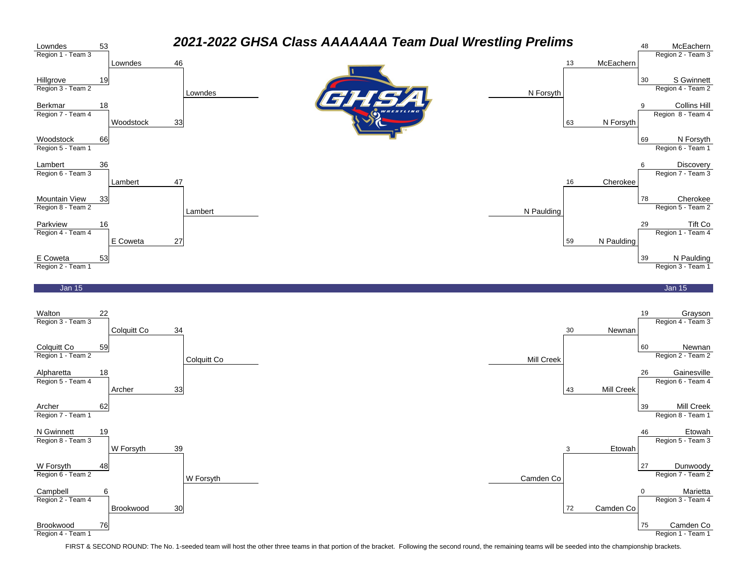# 2021-2022 GHSA Class AAAAAAA Team Dual Wrestling Prelims

Lowndes 53
Region 1 - Team 3

Hillgrove 19
Region 3 - Team 2

Lowndes 46

Berkmar 18
Region 7 - Team 4

Woodstock 66
Region 5 - Team 1

Woodstock 33

Lowndes

Lambert 36
Region 6 - Team 3

Mountain View 33
Region 8 - Team 2

Lambert 47

Parkview 16
Region 4 - Team 4

E Coweta 53
Region 2 - Team 1

E Coweta 27

Lambert

McEachern 48
Region 2 - Team 3

S Gwinnett 30
Region 4 - Team 2

McEachern 13

Collins Hill 9
Region 8 - Team 4

N Forsyth 69
Region 6 - Team 1

N Forsyth 63

N Forsyth

Discovery 6
Region 7 - Team 3

Cherokee 78
Region 5 - Team 2

Cherokee 16

Tift Co 29
Region 1 - Team 4

N Paulding 39
Region 3 - Team 1

N Paulding 59

N Paulding

Jan 15

Jan 15

Walton 22
Region 3 - Team 3

Colquitt Co 59
Region 1 - Team 2

Colquitt Co 34

Alpharetta 18
Region 5 - Team 4

Archer 62
Region 7 - Team 1

Archer 33

Colquitt Co

N Gwinnett 19
Region 8 - Team 3

W Forsyth 48
Region 6 - Team 2

W Forsyth 39

Campbell 6
Region 2 - Team 4

Brookwood 76
Region 4 - Team 1

Brookwood 30

W Forsyth

Grayson 19
Region 4 - Team 3

Newnan 60
Region 2 - Team 2

Newnan 30

Gainesville 26
Region 6 - Team 4

Mill Creek 39
Region 8 - Team 1

Mill Creek 43

Mill Creek

Etowah 46
Region 5 - Team 3

Dunwoody 27
Region 7 - Team 2

Etowah 3

Marietta 0
Region 3 - Team 4

Camden Co 75
Region 1 - Team 1

Camden Co 72

Camden Co

FIRST & SECOND ROUND: The No. 1-seeded team will host the other three teams in that portion of the bracket. Following the second round, the remaining teams will be seeded into the championship brackets.